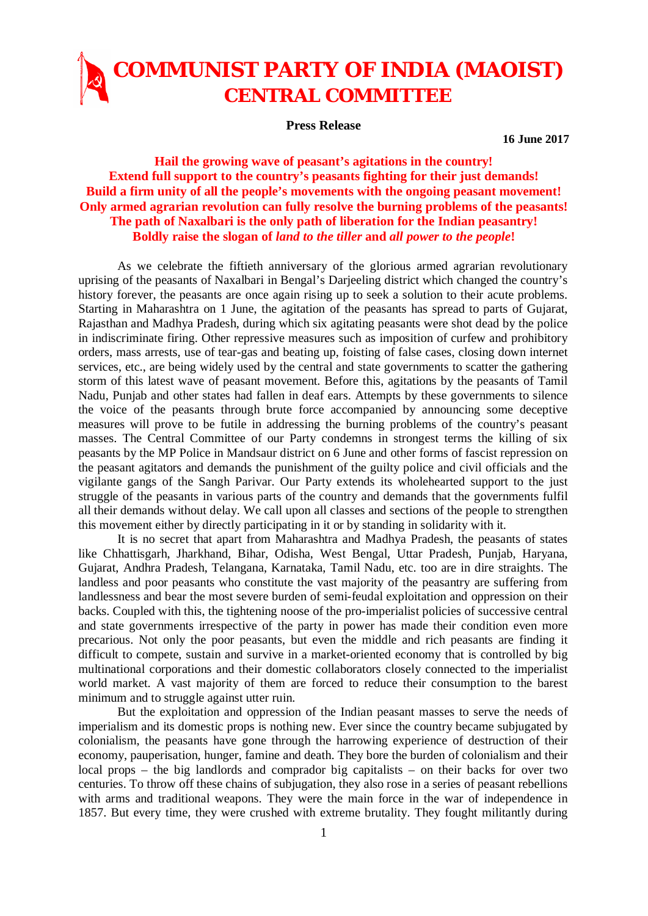# COMMUNIST PARTY OF INDIA (MAOIST)
# CENTRAL COMMITTEE

**Press Release**

**16 June 2017**

**Hail the growing wave of peasant's agitations in the country!**
**Extend full support to the country's peasants fighting for their just demands!**
**Build a firm unity of all the people's movements with the ongoing peasant movement!**
**Only armed agrarian revolution can fully resolve the burning problems of the peasants!**
**The path of Naxalbari is the only path of liberation for the Indian peasantry!**
**Boldly raise the slogan of *land to the tiller* and *all power to the people*!**

As we celebrate the fiftieth anniversary of the glorious armed agrarian revolutionary uprising of the peasants of Naxalbari in Bengal's Darjeeling district which changed the country's history forever, the peasants are once again rising up to seek a solution to their acute problems. Starting in Maharashtra on 1 June, the agitation of the peasants has spread to parts of Gujarat, Rajasthan and Madhya Pradesh, during which six agitating peasants were shot dead by the police in indiscriminate firing. Other repressive measures such as imposition of curfew and prohibitory orders, mass arrests, use of tear-gas and beating up, foisting of false cases, closing down internet services, etc., are being widely used by the central and state governments to scatter the gathering storm of this latest wave of peasant movement. Before this, agitations by the peasants of Tamil Nadu, Punjab and other states had fallen in deaf ears. Attempts by these governments to silence the voice of the peasants through brute force accompanied by announcing some deceptive measures will prove to be futile in addressing the burning problems of the country's peasant masses. The Central Committee of our Party condemns in strongest terms the killing of six peasants by the MP Police in Mandsaur district on 6 June and other forms of fascist repression on the peasant agitators and demands the punishment of the guilty police and civil officials and the vigilante gangs of the Sangh Parivar. Our Party extends its wholehearted support to the just struggle of the peasants in various parts of the country and demands that the governments fulfil all their demands without delay. We call upon all classes and sections of the people to strengthen this movement either by directly participating in it or by standing in solidarity with it.

It is no secret that apart from Maharashtra and Madhya Pradesh, the peasants of states like Chhattisgarh, Jharkhand, Bihar, Odisha, West Bengal, Uttar Pradesh, Punjab, Haryana, Gujarat, Andhra Pradesh, Telangana, Karnataka, Tamil Nadu, etc. too are in dire straights. The landless and poor peasants who constitute the vast majority of the peasantry are suffering from landlessness and bear the most severe burden of semi-feudal exploitation and oppression on their backs. Coupled with this, the tightening noose of the pro-imperialist policies of successive central and state governments irrespective of the party in power has made their condition even more precarious. Not only the poor peasants, but even the middle and rich peasants are finding it difficult to compete, sustain and survive in a market-oriented economy that is controlled by big multinational corporations and their domestic collaborators closely connected to the imperialist world market. A vast majority of them are forced to reduce their consumption to the barest minimum and to struggle against utter ruin.

But the exploitation and oppression of the Indian peasant masses to serve the needs of imperialism and its domestic props is nothing new. Ever since the country became subjugated by colonialism, the peasants have gone through the harrowing experience of destruction of their economy, pauperisation, hunger, famine and death. They bore the burden of colonialism and their local props – the big landlords and comprador big capitalists – on their backs for over two centuries. To throw off these chains of subjugation, they also rose in a series of peasant rebellions with arms and traditional weapons. They were the main force in the war of independence in 1857. But every time, they were crushed with extreme brutality. They fought militantly during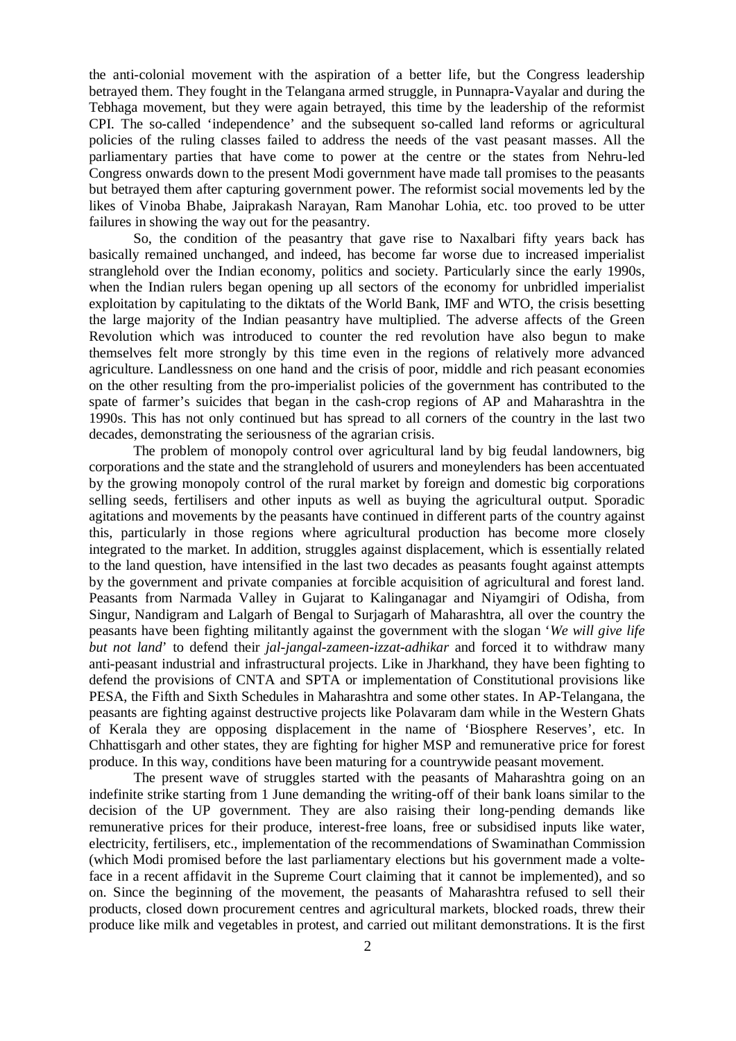the anti-colonial movement with the aspiration of a better life, but the Congress leadership betrayed them. They fought in the Telangana armed struggle, in Punnapra-Vayalar and during the Tebhaga movement, but they were again betrayed, this time by the leadership of the reformist CPI. The so-called 'independence' and the subsequent so-called land reforms or agricultural policies of the ruling classes failed to address the needs of the vast peasant masses. All the parliamentary parties that have come to power at the centre or the states from Nehru-led Congress onwards down to the present Modi government have made tall promises to the peasants but betrayed them after capturing government power. The reformist social movements led by the likes of Vinoba Bhabe, Jaiprakash Narayan, Ram Manohar Lohia, etc. too proved to be utter failures in showing the way out for the peasantry.

So, the condition of the peasantry that gave rise to Naxalbari fifty years back has basically remained unchanged, and indeed, has become far worse due to increased imperialist stranglehold over the Indian economy, politics and society. Particularly since the early 1990s, when the Indian rulers began opening up all sectors of the economy for unbridled imperialist exploitation by capitulating to the diktats of the World Bank, IMF and WTO, the crisis besetting the large majority of the Indian peasantry have multiplied. The adverse affects of the Green Revolution which was introduced to counter the red revolution have also begun to make themselves felt more strongly by this time even in the regions of relatively more advanced agriculture. Landlessness on one hand and the crisis of poor, middle and rich peasant economies on the other resulting from the pro-imperialist policies of the government has contributed to the spate of farmer's suicides that began in the cash-crop regions of AP and Maharashtra in the 1990s. This has not only continued but has spread to all corners of the country in the last two decades, demonstrating the seriousness of the agrarian crisis.

The problem of monopoly control over agricultural land by big feudal landowners, big corporations and the state and the stranglehold of usurers and moneylenders has been accentuated by the growing monopoly control of the rural market by foreign and domestic big corporations selling seeds, fertilisers and other inputs as well as buying the agricultural output. Sporadic agitations and movements by the peasants have continued in different parts of the country against this, particularly in those regions where agricultural production has become more closely integrated to the market. In addition, struggles against displacement, which is essentially related to the land question, have intensified in the last two decades as peasants fought against attempts by the government and private companies at forcible acquisition of agricultural and forest land. Peasants from Narmada Valley in Gujarat to Kalinganagar and Niyamgiri of Odisha, from Singur, Nandigram and Lalgarh of Bengal to Surjagarh of Maharashtra, all over the country the peasants have been fighting militantly against the government with the slogan '*We will give life but not land*' to defend their *jal-jangal-zameen-izzat-adhikar* and forced it to withdraw many anti-peasant industrial and infrastructural projects. Like in Jharkhand, they have been fighting to defend the provisions of CNTA and SPTA or implementation of Constitutional provisions like PESA, the Fifth and Sixth Schedules in Maharashtra and some other states. In AP-Telangana, the peasants are fighting against destructive projects like Polavaram dam while in the Western Ghats of Kerala they are opposing displacement in the name of 'Biosphere Reserves', etc. In Chhattisgarh and other states, they are fighting for higher MSP and remunerative price for forest produce. In this way, conditions have been maturing for a countrywide peasant movement.

The present wave of struggles started with the peasants of Maharashtra going on an indefinite strike starting from 1 June demanding the writing-off of their bank loans similar to the decision of the UP government. They are also raising their long-pending demands like remunerative prices for their produce, interest-free loans, free or subsidised inputs like water, electricity, fertilisers, etc., implementation of the recommendations of Swaminathan Commission (which Modi promised before the last parliamentary elections but his government made a volte-face in a recent affidavit in the Supreme Court claiming that it cannot be implemented), and so on. Since the beginning of the movement, the peasants of Maharashtra refused to sell their products, closed down procurement centres and agricultural markets, blocked roads, threw their produce like milk and vegetables in protest, and carried out militant demonstrations. It is the first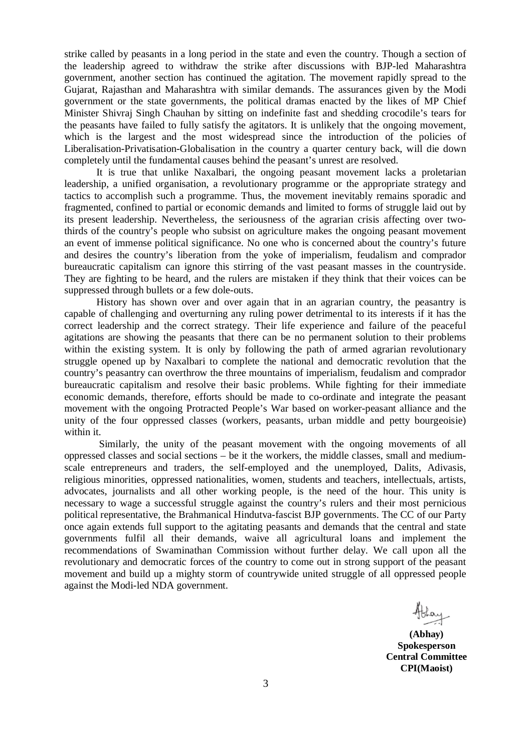strike called by peasants in a long period in the state and even the country. Though a section of the leadership agreed to withdraw the strike after discussions with BJP-led Maharashtra government, another section has continued the agitation. The movement rapidly spread to the Gujarat, Rajasthan and Maharashtra with similar demands. The assurances given by the Modi government or the state governments, the political dramas enacted by the likes of MP Chief Minister Shivraj Singh Chauhan by sitting on indefinite fast and shedding crocodile's tears for the peasants have failed to fully satisfy the agitators. It is unlikely that the ongoing movement, which is the largest and the most widespread since the introduction of the policies of Liberalisation-Privatisation-Globalisation in the country a quarter century back, will die down completely until the fundamental causes behind the peasant's unrest are resolved.

It is true that unlike Naxalbari, the ongoing peasant movement lacks a proletarian leadership, a unified organisation, a revolutionary programme or the appropriate strategy and tactics to accomplish such a programme. Thus, the movement inevitably remains sporadic and fragmented, confined to partial or economic demands and limited to forms of struggle laid out by its present leadership. Nevertheless, the seriousness of the agrarian crisis affecting over two-thirds of the country's people who subsist on agriculture makes the ongoing peasant movement an event of immense political significance. No one who is concerned about the country's future and desires the country's liberation from the yoke of imperialism, feudalism and comprador bureaucratic capitalism can ignore this stirring of the vast peasant masses in the countryside. They are fighting to be heard, and the rulers are mistaken if they think that their voices can be suppressed through bullets or a few dole-outs.

History has shown over and over again that in an agrarian country, the peasantry is capable of challenging and overturning any ruling power detrimental to its interests if it has the correct leadership and the correct strategy. Their life experience and failure of the peaceful agitations are showing the peasants that there can be no permanent solution to their problems within the existing system. It is only by following the path of armed agrarian revolutionary struggle opened up by Naxalbari to complete the national and democratic revolution that the country's peasantry can overthrow the three mountains of imperialism, feudalism and comprador bureaucratic capitalism and resolve their basic problems. While fighting for their immediate economic demands, therefore, efforts should be made to co-ordinate and integrate the peasant movement with the ongoing Protracted People's War based on worker-peasant alliance and the unity of the four oppressed classes (workers, peasants, urban middle and petty bourgeoisie) within it.

Similarly, the unity of the peasant movement with the ongoing movements of all oppressed classes and social sections – be it the workers, the middle classes, small and medium-scale entrepreneurs and traders, the self-employed and the unemployed, Dalits, Adivasis, religious minorities, oppressed nationalities, women, students and teachers, intellectuals, artists, advocates, journalists and all other working people, is the need of the hour. This unity is necessary to wage a successful struggle against the country's rulers and their most pernicious political representative, the Brahmanical Hindutva-fascist BJP governments. The CC of our Party once again extends full support to the agitating peasants and demands that the central and state governments fulfil all their demands, waive all agricultural loans and implement the recommendations of Swaminathan Commission without further delay. We call upon all the revolutionary and democratic forces of the country to come out in strong support of the peasant movement and build up a mighty storm of countrywide united struggle of all oppressed people against the Modi-led NDA government.

Abhay

**(Abhay)**
**Spokesperson**
**Central Committee**
**CPI(Maoist)**